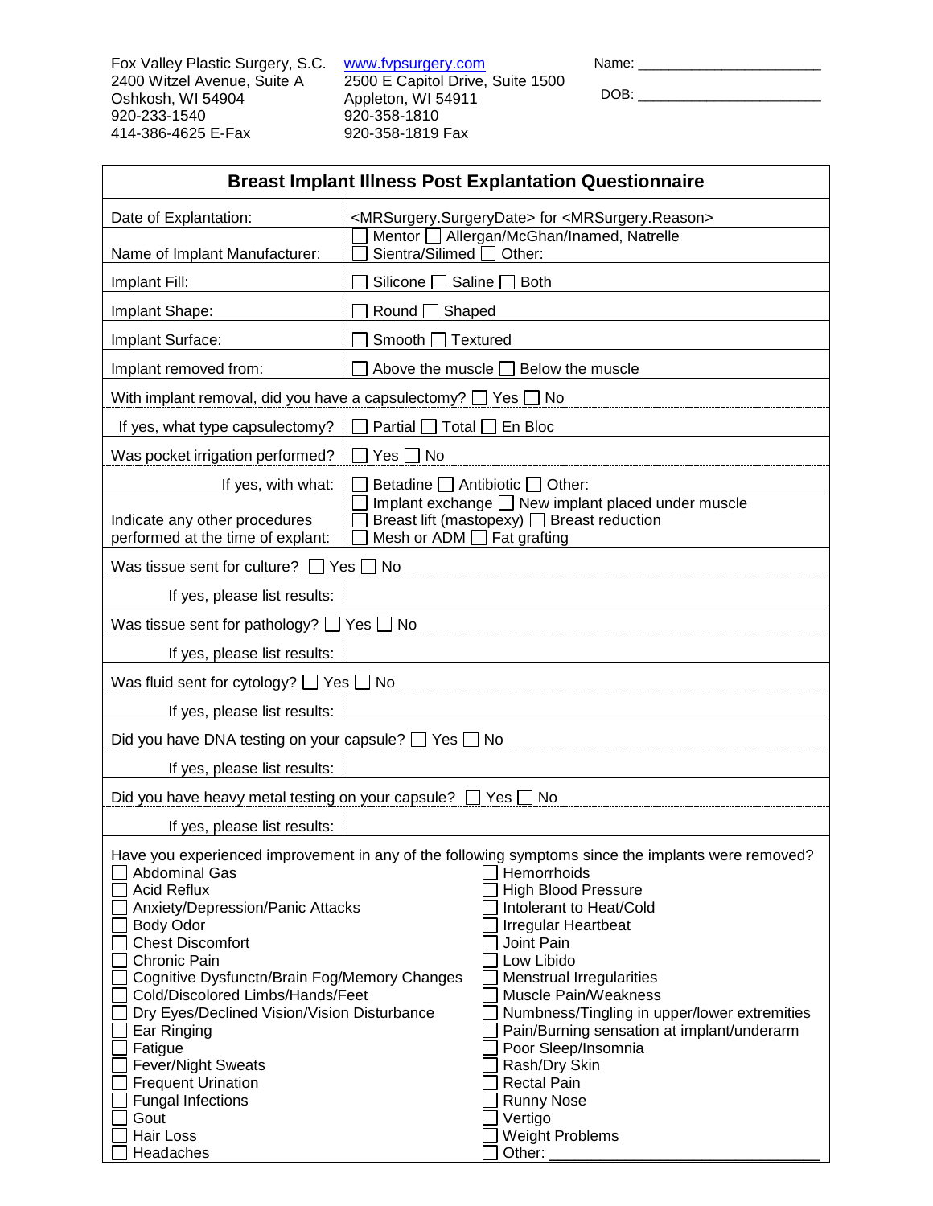Fox Valley Plastic Surgery, S.C.
2400 Witzel Avenue, Suite A
Oshkosh, WI 54904
920-233-1540
414-386-4625 E-Fax

www.fvpsurgery.com
2500 E Capitol Drive, Suite 1500
Appleton, WI 54911
920-358-1810
920-358-1819 Fax

Name: ________________________

DOB: ________________________

## Breast Implant Illness Post Explantation Questionnaire

| | |
|---|---|
| Date of Explantation: | <MRSurgery.SurgeryDate> for <MRSurgery.Reason> |
| Name of Implant Manufacturer: | ☐ Mentor ☐ Allergan/McGhan/Inamed, Natrelle ☐ Sientra/Silimed ☐ Other: |
| Implant Fill: | ☐ Silicone ☐ Saline ☐ Both |
| Implant Shape: | ☐ Round ☐ Shaped |
| Implant Surface: | ☐ Smooth ☐ Textured |
| Implant removed from: | ☐ Above the muscle ☐ Below the muscle |
| With implant removal, did you have a capsulectomy? ☐ Yes ☐ No | |
| If yes, what type capsulectomy? | ☐ Partial ☐ Total ☐ En Bloc |
| Was pocket irrigation performed? | ☐ Yes ☐ No |
| If yes, with what: | ☐ Betadine ☐ Antibiotic ☐ Other: |
| Indicate any other procedures performed at the time of explant: | ☐ Implant exchange ☐ New implant placed under muscle ☐ Breast lift (mastopexy) ☐ Breast reduction ☐ Mesh or ADM ☐ Fat grafting |
| Was tissue sent for culture? ☐ Yes ☐ No | |
| If yes, please list results: | |
| Was tissue sent for pathology? ☐ Yes ☐ No | |
| If yes, please list results: | |
| Was fluid sent for cytology? ☐ Yes ☐ No | |
| If yes, please list results: | |
| Did you have DNA testing on your capsule? ☐ Yes ☐ No | |
| If yes, please list results: | |
| Did you have heavy metal testing on your capsule? ☐ Yes ☐ No | |
| If yes, please list results: | |

Have you experienced improvement in any of the following symptoms since the implants were removed?

- ☐ Abdominal Gas
- ☐ Acid Reflux
- ☐ Anxiety/Depression/Panic Attacks
- ☐ Body Odor
- ☐ Chest Discomfort
- ☐ Chronic Pain
- ☐ Cognitive Dysfunctn/Brain Fog/Memory Changes
- ☐ Cold/Discolored Limbs/Hands/Feet
- ☐ Dry Eyes/Declined Vision/Vision Disturbance
- ☐ Ear Ringing
- ☐ Fatigue
- ☐ Fever/Night Sweats
- ☐ Frequent Urination
- ☐ Fungal Infections
- ☐ Gout
- ☐ Hair Loss
- ☐ Headaches
- ☐ Hemorrhoids
- ☐ High Blood Pressure
- ☐ Intolerant to Heat/Cold
- ☐ Irregular Heartbeat
- ☐ Joint Pain
- ☐ Low Libido
- ☐ Menstrual Irregularities
- ☐ Muscle Pain/Weakness
- ☐ Numbness/Tingling in upper/lower extremities
- ☐ Pain/Burning sensation at implant/underarm
- ☐ Poor Sleep/Insomnia
- ☐ Rash/Dry Skin
- ☐ Rectal Pain
- ☐ Runny Nose
- ☐ Vertigo
- ☐ Weight Problems
- ☐ Other: ________________________________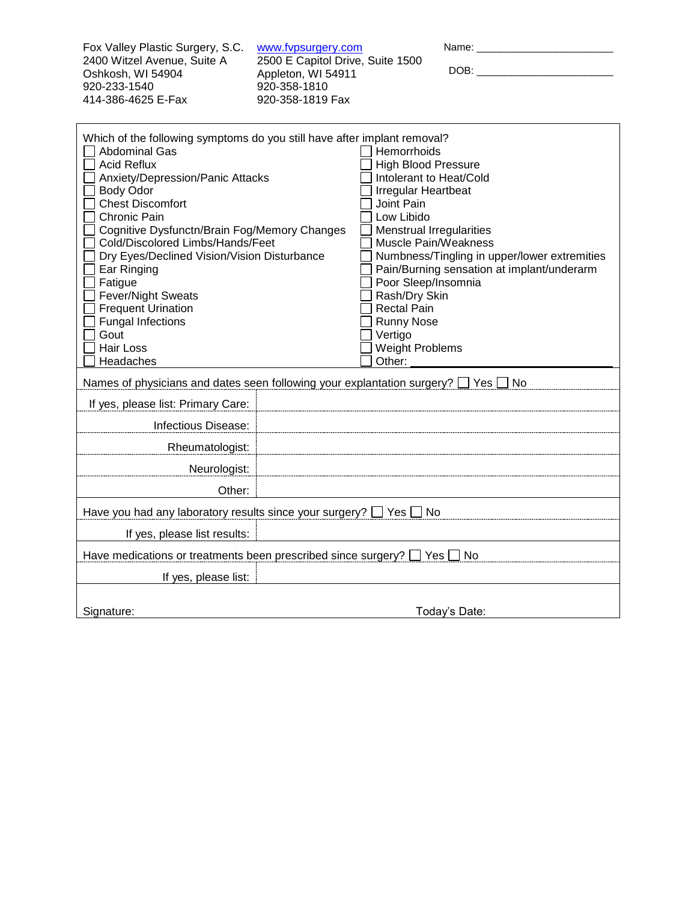Fox Valley Plastic Surgery, S.C.
2400 Witzel Avenue, Suite A
Oshkosh, WI 54904
920-233-1540
414-386-4625 E-Fax

www.fvpsurgery.com
2500 E Capitol Drive, Suite 1500
Appleton, WI 54911
920-358-1810
920-358-1819 Fax

Name: _______________________

DOB: _______________________

Which of the following symptoms do you still have after implant removal?

- ☐ Abdominal Gas
- ☐ Acid Reflux
- ☐ Anxiety/Depression/Panic Attacks
- ☐ Body Odor
- ☐ Chest Discomfort
- ☐ Chronic Pain
- ☐ Cognitive Dysfunctn/Brain Fog/Memory Changes
- ☐ Cold/Discolored Limbs/Hands/Feet
- ☐ Dry Eyes/Declined Vision/Vision Disturbance
- ☐ Ear Ringing
- ☐ Fatigue
- ☐ Fever/Night Sweats
- ☐ Frequent Urination
- ☐ Fungal Infections
- ☐ Gout
- ☐ Hair Loss
- ☐ Headaches
- ☐ Hemorrhoids
- ☐ High Blood Pressure
- ☐ Intolerant to Heat/Cold
- ☐ Irregular Heartbeat
- ☐ Joint Pain
- ☐ Low Libido
- ☐ Menstrual Irregularities
- ☐ Muscle Pain/Weakness
- ☐ Numbness/Tingling in upper/lower extremities
- ☐ Pain/Burning sensation at implant/underarm
- ☐ Poor Sleep/Insomnia
- ☐ Rash/Dry Skin
- ☐ Rectal Pain
- ☐ Runny Nose
- ☐ Vertigo
- ☐ Weight Problems
- ☐ Other: _______________________

Names of physicians and dates seen following your explantation surgery? ☐ Yes ☐ No

| | |
|---|---|
| If yes, please list: Primary Care: | |
| Infectious Disease: | |
| Rheumatologist: | |
| Neurologist: | |
| Other: | |

Have you had any laboratory results since your surgery? ☐ Yes ☐ No

| | |
|---|---|
| If yes, please list results: | |

Have medications or treatments been prescribed since surgery? ☐ Yes ☐ No

| | |
|---|---|
| If yes, please list: | |

Signature: Today's Date: